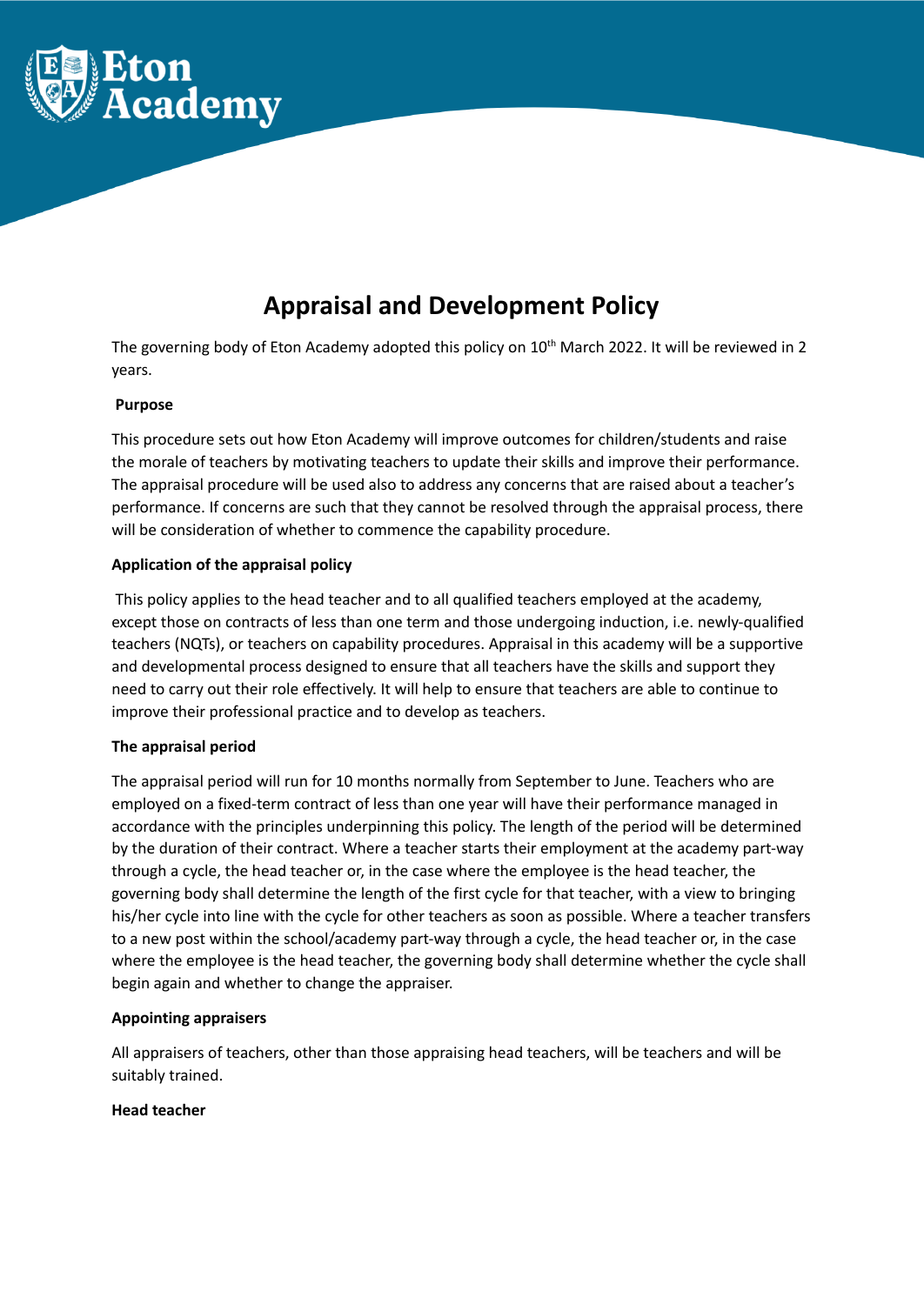# Appraisal and Development Policy

The governing body of Eton Academy adopted this policy on 10th March 2022. It will be reviewed in 2 years.

**Purpose**

This procedure sets out how Eton Academy will improve outcomes for children/students and raise the morale of teachers by motivating teachers to update their skills and improve their performance. The appraisal procedure will be used also to address any concerns that are raised about a teacher's performance. If concerns are such that they cannot be resolved through the appraisal process, there will be consideration of whether to commence the capability procedure.

**Application of the appraisal policy**

This policy applies to the head teacher and to all qualified teachers employed at the academy, except those on contracts of less than one term and those undergoing induction, i.e. newly-qualified teachers (NQTs), or teachers on capability procedures. Appraisal in this academy will be a supportive and developmental process designed to ensure that all teachers have the skills and support they need to carry out their role effectively. It will help to ensure that teachers are able to continue to improve their professional practice and to develop as teachers.

**The appraisal period**

The appraisal period will run for 10 months normally from September to June. Teachers who are employed on a fixed-term contract of less than one year will have their performance managed in accordance with the principles underpinning this policy. The length of the period will be determined by the duration of their contract. Where a teacher starts their employment at the academy part-way through a cycle, the head teacher or, in the case where the employee is the head teacher, the governing body shall determine the length of the first cycle for that teacher, with a view to bringing his/her cycle into line with the cycle for other teachers as soon as possible. Where a teacher transfers to a new post within the school/academy part-way through a cycle, the head teacher or, in the case where the employee is the head teacher, the governing body shall determine whether the cycle shall begin again and whether to change the appraiser.

**Appointing appraisers**

All appraisers of teachers, other than those appraising head teachers, will be teachers and will be suitably trained.

**Head teacher**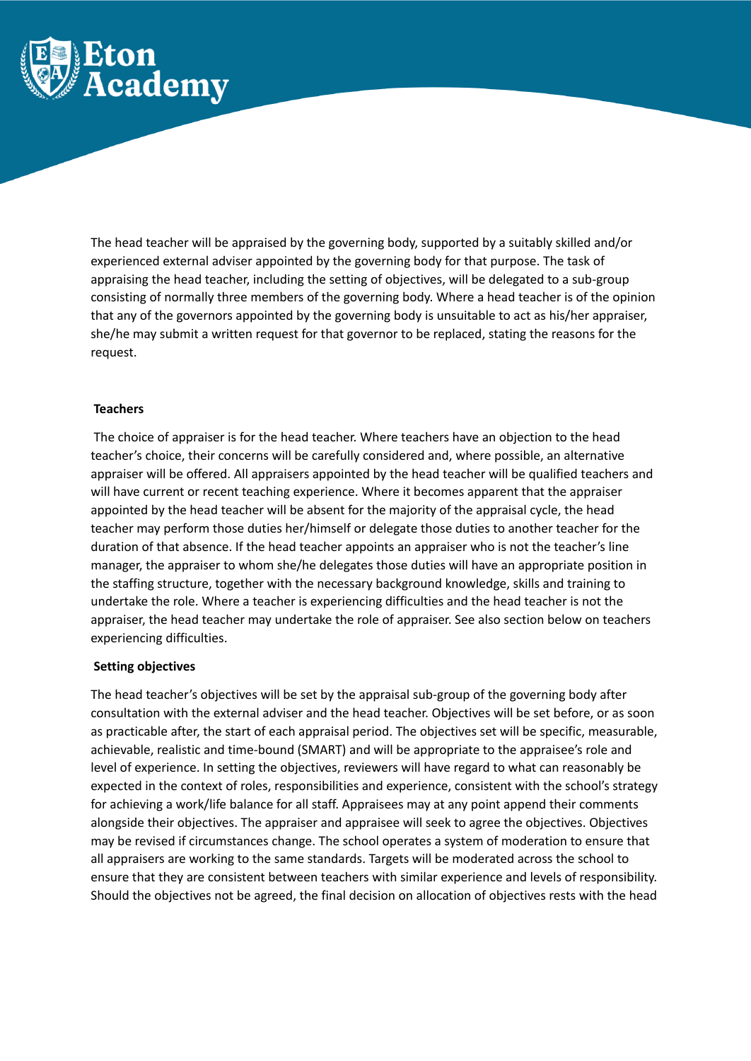The head teacher will be appraised by the governing body, supported by a suitably skilled and/or experienced external adviser appointed by the governing body for that purpose. The task of appraising the head teacher, including the setting of objectives, will be delegated to a sub-group consisting of normally three members of the governing body. Where a head teacher is of the opinion that any of the governors appointed by the governing body is unsuitable to act as his/her appraiser, she/he may submit a written request for that governor to be replaced, stating the reasons for the request.

**Teachers**

The choice of appraiser is for the head teacher. Where teachers have an objection to the head teacher's choice, their concerns will be carefully considered and, where possible, an alternative appraiser will be offered. All appraisers appointed by the head teacher will be qualified teachers and will have current or recent teaching experience. Where it becomes apparent that the appraiser appointed by the head teacher will be absent for the majority of the appraisal cycle, the head teacher may perform those duties her/himself or delegate those duties to another teacher for the duration of that absence. If the head teacher appoints an appraiser who is not the teacher's line manager, the appraiser to whom she/he delegates those duties will have an appropriate position in the staffing structure, together with the necessary background knowledge, skills and training to undertake the role. Where a teacher is experiencing difficulties and the head teacher is not the appraiser, the head teacher may undertake the role of appraiser. See also section below on teachers experiencing difficulties.

**Setting objectives**

The head teacher's objectives will be set by the appraisal sub-group of the governing body after consultation with the external adviser and the head teacher. Objectives will be set before, or as soon as practicable after, the start of each appraisal period. The objectives set will be specific, measurable, achievable, realistic and time-bound (SMART) and will be appropriate to the appraisee's role and level of experience. In setting the objectives, reviewers will have regard to what can reasonably be expected in the context of roles, responsibilities and experience, consistent with the school's strategy for achieving a work/life balance for all staff. Appraisees may at any point append their comments alongside their objectives. The appraiser and appraisee will seek to agree the objectives. Objectives may be revised if circumstances change. The school operates a system of moderation to ensure that all appraisers are working to the same standards. Targets will be moderated across the school to ensure that they are consistent between teachers with similar experience and levels of responsibility. Should the objectives not be agreed, the final decision on allocation of objectives rests with the head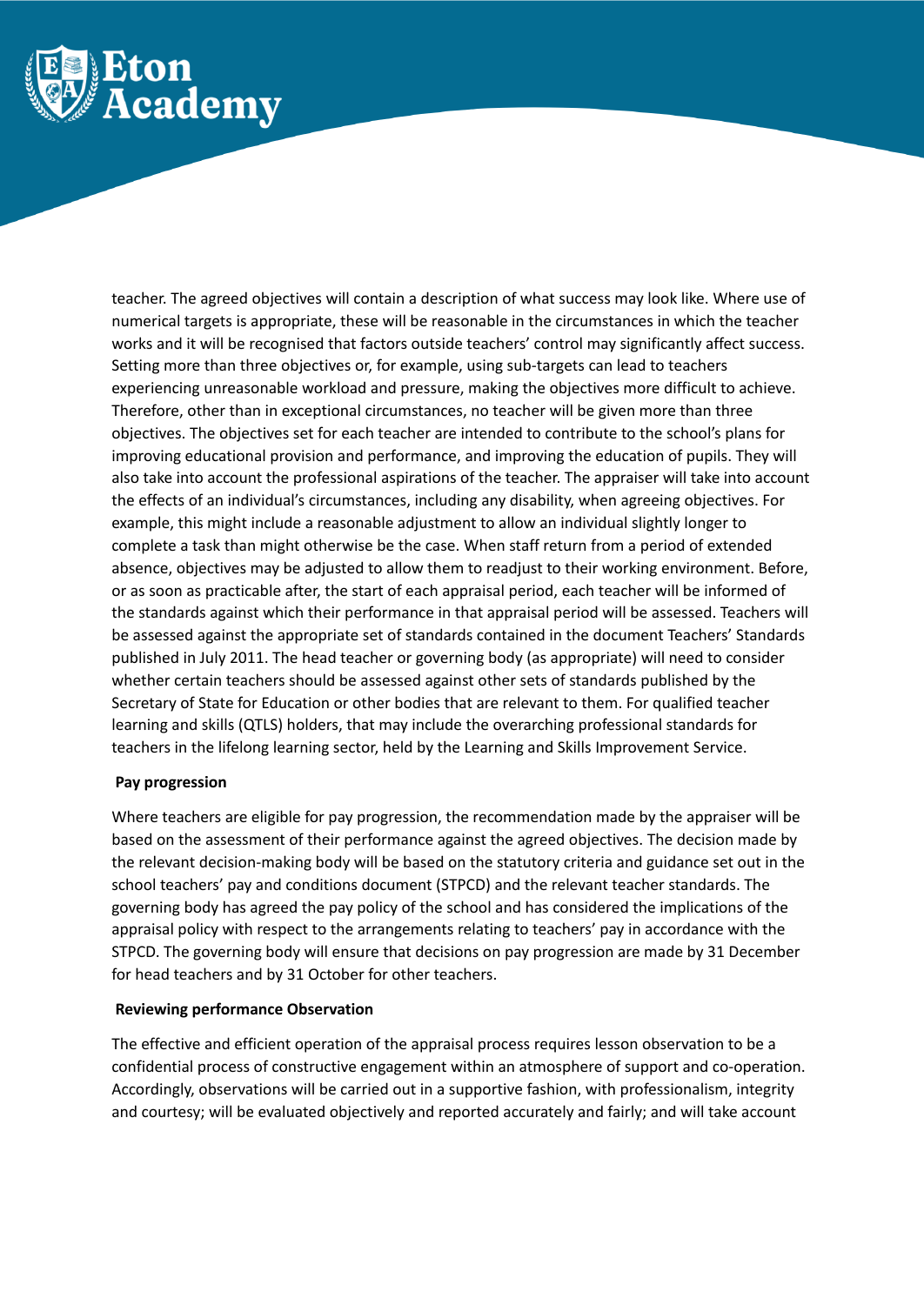teacher. The agreed objectives will contain a description of what success may look like. Where use of numerical targets is appropriate, these will be reasonable in the circumstances in which the teacher works and it will be recognised that factors outside teachers' control may significantly affect success. Setting more than three objectives or, for example, using sub-targets can lead to teachers experiencing unreasonable workload and pressure, making the objectives more difficult to achieve. Therefore, other than in exceptional circumstances, no teacher will be given more than three objectives. The objectives set for each teacher are intended to contribute to the school's plans for improving educational provision and performance, and improving the education of pupils. They will also take into account the professional aspirations of the teacher. The appraiser will take into account the effects of an individual's circumstances, including any disability, when agreeing objectives. For example, this might include a reasonable adjustment to allow an individual slightly longer to complete a task than might otherwise be the case. When staff return from a period of extended absence, objectives may be adjusted to allow them to readjust to their working environment. Before, or as soon as practicable after, the start of each appraisal period, each teacher will be informed of the standards against which their performance in that appraisal period will be assessed. Teachers will be assessed against the appropriate set of standards contained in the document Teachers' Standards published in July 2011. The head teacher or governing body (as appropriate) will need to consider whether certain teachers should be assessed against other sets of standards published by the Secretary of State for Education or other bodies that are relevant to them. For qualified teacher learning and skills (QTLS) holders, that may include the overarching professional standards for teachers in the lifelong learning sector, held by the Learning and Skills Improvement Service.

**Pay progression**

Where teachers are eligible for pay progression, the recommendation made by the appraiser will be based on the assessment of their performance against the agreed objectives. The decision made by the relevant decision-making body will be based on the statutory criteria and guidance set out in the school teachers' pay and conditions document (STPCD) and the relevant teacher standards. The governing body has agreed the pay policy of the school and has considered the implications of the appraisal policy with respect to the arrangements relating to teachers' pay in accordance with the STPCD. The governing body will ensure that decisions on pay progression are made by 31 December for head teachers and by 31 October for other teachers.

**Reviewing performance Observation**

The effective and efficient operation of the appraisal process requires lesson observation to be a confidential process of constructive engagement within an atmosphere of support and co-operation. Accordingly, observations will be carried out in a supportive fashion, with professionalism, integrity and courtesy; will be evaluated objectively and reported accurately and fairly; and will take account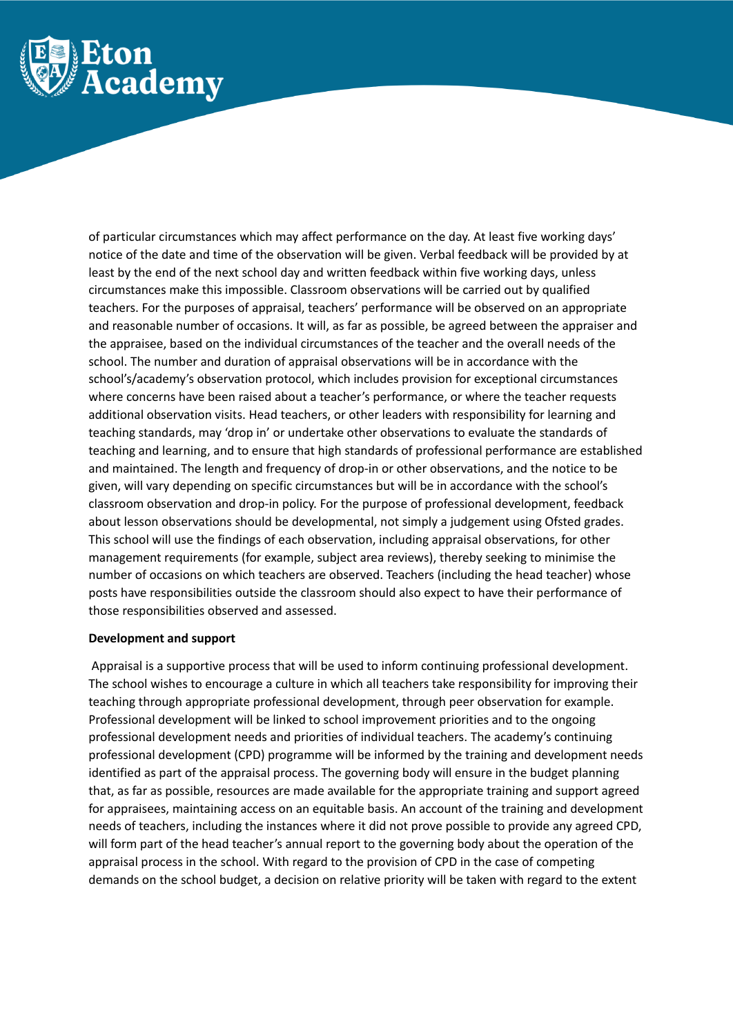of particular circumstances which may affect performance on the day. At least five working days' notice of the date and time of the observation will be given. Verbal feedback will be provided by at least by the end of the next school day and written feedback within five working days, unless circumstances make this impossible. Classroom observations will be carried out by qualified teachers. For the purposes of appraisal, teachers' performance will be observed on an appropriate and reasonable number of occasions. It will, as far as possible, be agreed between the appraiser and the appraisee, based on the individual circumstances of the teacher and the overall needs of the school. The number and duration of appraisal observations will be in accordance with the school's/academy's observation protocol, which includes provision for exceptional circumstances where concerns have been raised about a teacher's performance, or where the teacher requests additional observation visits. Head teachers, or other leaders with responsibility for learning and teaching standards, may 'drop in' or undertake other observations to evaluate the standards of teaching and learning, and to ensure that high standards of professional performance are established and maintained. The length and frequency of drop-in or other observations, and the notice to be given, will vary depending on specific circumstances but will be in accordance with the school's classroom observation and drop-in policy. For the purpose of professional development, feedback about lesson observations should be developmental, not simply a judgement using Ofsted grades. This school will use the findings of each observation, including appraisal observations, for other management requirements (for example, subject area reviews), thereby seeking to minimise the number of occasions on which teachers are observed. Teachers (including the head teacher) whose posts have responsibilities outside the classroom should also expect to have their performance of those responsibilities observed and assessed.

**Development and support**

Appraisal is a supportive process that will be used to inform continuing professional development. The school wishes to encourage a culture in which all teachers take responsibility for improving their teaching through appropriate professional development, through peer observation for example. Professional development will be linked to school improvement priorities and to the ongoing professional development needs and priorities of individual teachers. The academy's continuing professional development (CPD) programme will be informed by the training and development needs identified as part of the appraisal process. The governing body will ensure in the budget planning that, as far as possible, resources are made available for the appropriate training and support agreed for appraisees, maintaining access on an equitable basis. An account of the training and development needs of teachers, including the instances where it did not prove possible to provide any agreed CPD, will form part of the head teacher's annual report to the governing body about the operation of the appraisal process in the school. With regard to the provision of CPD in the case of competing demands on the school budget, a decision on relative priority will be taken with regard to the extent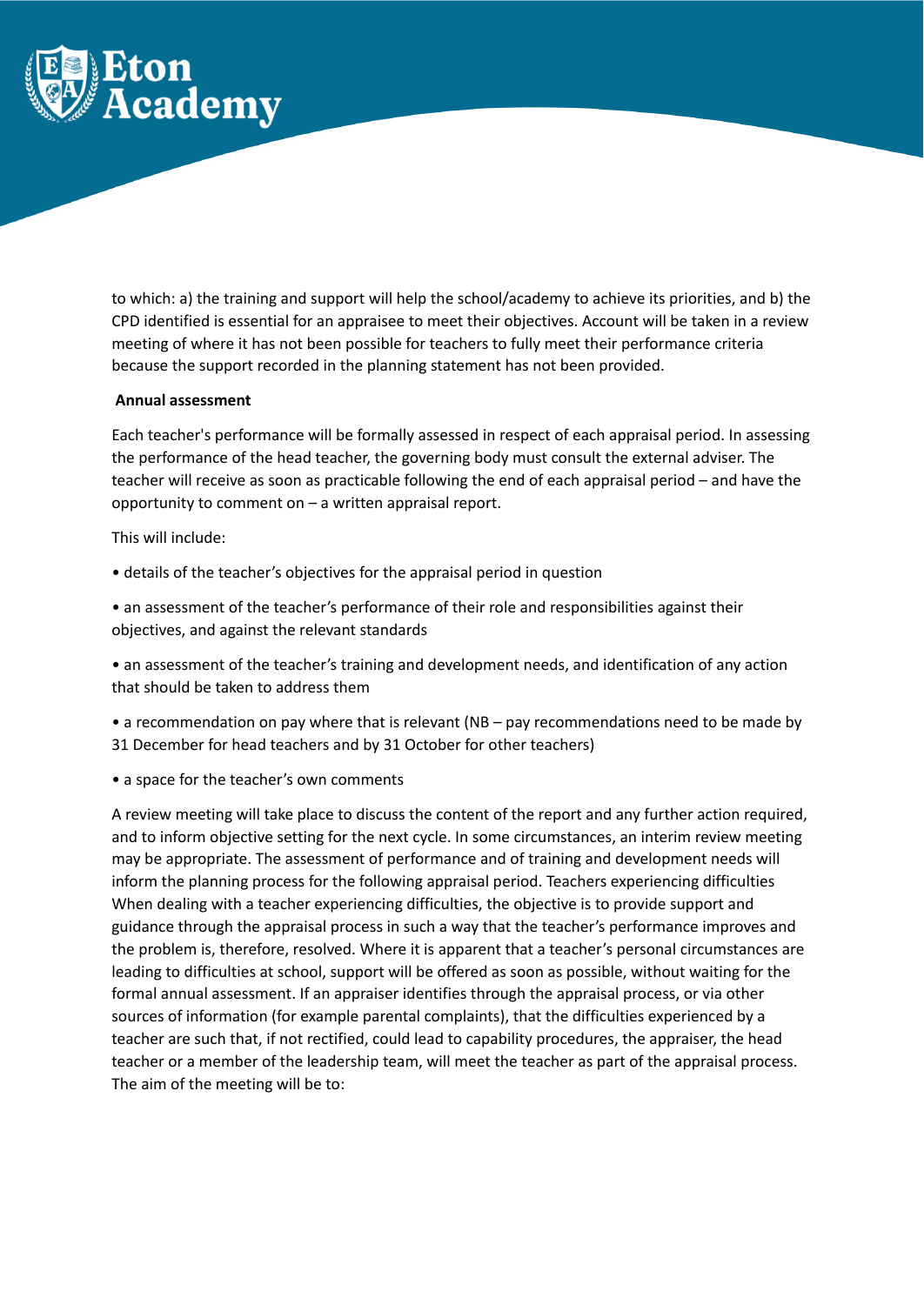to which: a) the training and support will help the school/academy to achieve its priorities, and b) the CPD identified is essential for an appraisee to meet their objectives. Account will be taken in a review meeting of where it has not been possible for teachers to fully meet their performance criteria because the support recorded in the planning statement has not been provided.

**Annual assessment**

Each teacher's performance will be formally assessed in respect of each appraisal period. In assessing the performance of the head teacher, the governing body must consult the external adviser. The teacher will receive as soon as practicable following the end of each appraisal period – and have the opportunity to comment on – a written appraisal report.

This will include:

• details of the teacher's objectives for the appraisal period in question

• an assessment of the teacher's performance of their role and responsibilities against their objectives, and against the relevant standards

• an assessment of the teacher's training and development needs, and identification of any action that should be taken to address them

• a recommendation on pay where that is relevant (NB – pay recommendations need to be made by 31 December for head teachers and by 31 October for other teachers)

• a space for the teacher's own comments

A review meeting will take place to discuss the content of the report and any further action required, and to inform objective setting for the next cycle. In some circumstances, an interim review meeting may be appropriate. The assessment of performance and of training and development needs will inform the planning process for the following appraisal period. Teachers experiencing difficulties When dealing with a teacher experiencing difficulties, the objective is to provide support and guidance through the appraisal process in such a way that the teacher's performance improves and the problem is, therefore, resolved. Where it is apparent that a teacher's personal circumstances are leading to difficulties at school, support will be offered as soon as possible, without waiting for the formal annual assessment. If an appraiser identifies through the appraisal process, or via other sources of information (for example parental complaints), that the difficulties experienced by a teacher are such that, if not rectified, could lead to capability procedures, the appraiser, the head teacher or a member of the leadership team, will meet the teacher as part of the appraisal process. The aim of the meeting will be to: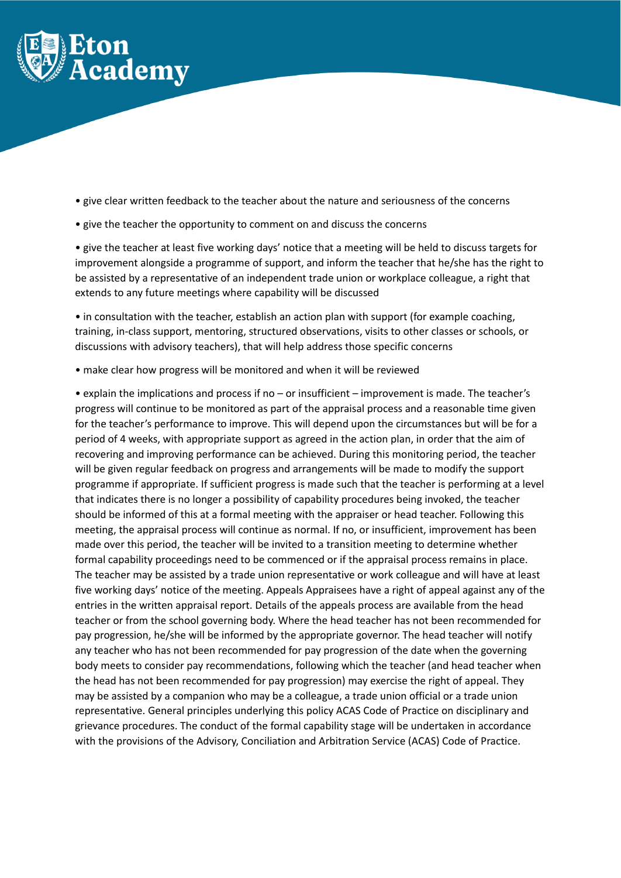- give clear written feedback to the teacher about the nature and seriousness of the concerns
- give the teacher the opportunity to comment on and discuss the concerns
- give the teacher at least five working days' notice that a meeting will be held to discuss targets for improvement alongside a programme of support, and inform the teacher that he/she has the right to be assisted by a representative of an independent trade union or workplace colleague, a right that extends to any future meetings where capability will be discussed
- in consultation with the teacher, establish an action plan with support (for example coaching, training, in-class support, mentoring, structured observations, visits to other classes or schools, or discussions with advisory teachers), that will help address those specific concerns
- make clear how progress will be monitored and when it will be reviewed
- explain the implications and process if no – or insufficient – improvement is made. The teacher's progress will continue to be monitored as part of the appraisal process and a reasonable time given for the teacher's performance to improve. This will depend upon the circumstances but will be for a period of 4 weeks, with appropriate support as agreed in the action plan, in order that the aim of recovering and improving performance can be achieved. During this monitoring period, the teacher will be given regular feedback on progress and arrangements will be made to modify the support programme if appropriate. If sufficient progress is made such that the teacher is performing at a level that indicates there is no longer a possibility of capability procedures being invoked, the teacher should be informed of this at a formal meeting with the appraiser or head teacher. Following this meeting, the appraisal process will continue as normal. If no, or insufficient, improvement has been made over this period, the teacher will be invited to a transition meeting to determine whether formal capability proceedings need to be commenced or if the appraisal process remains in place. The teacher may be assisted by a trade union representative or work colleague and will have at least five working days' notice of the meeting. Appeals Appraisees have a right of appeal against any of the entries in the written appraisal report. Details of the appeals process are available from the head teacher or from the school governing body. Where the head teacher has not been recommended for pay progression, he/she will be informed by the appropriate governor. The head teacher will notify any teacher who has not been recommended for pay progression of the date when the governing body meets to consider pay recommendations, following which the teacher (and head teacher when the head has not been recommended for pay progression) may exercise the right of appeal. They may be assisted by a companion who may be a colleague, a trade union official or a trade union representative. General principles underlying this policy ACAS Code of Practice on disciplinary and grievance procedures. The conduct of the formal capability stage will be undertaken in accordance with the provisions of the Advisory, Conciliation and Arbitration Service (ACAS) Code of Practice.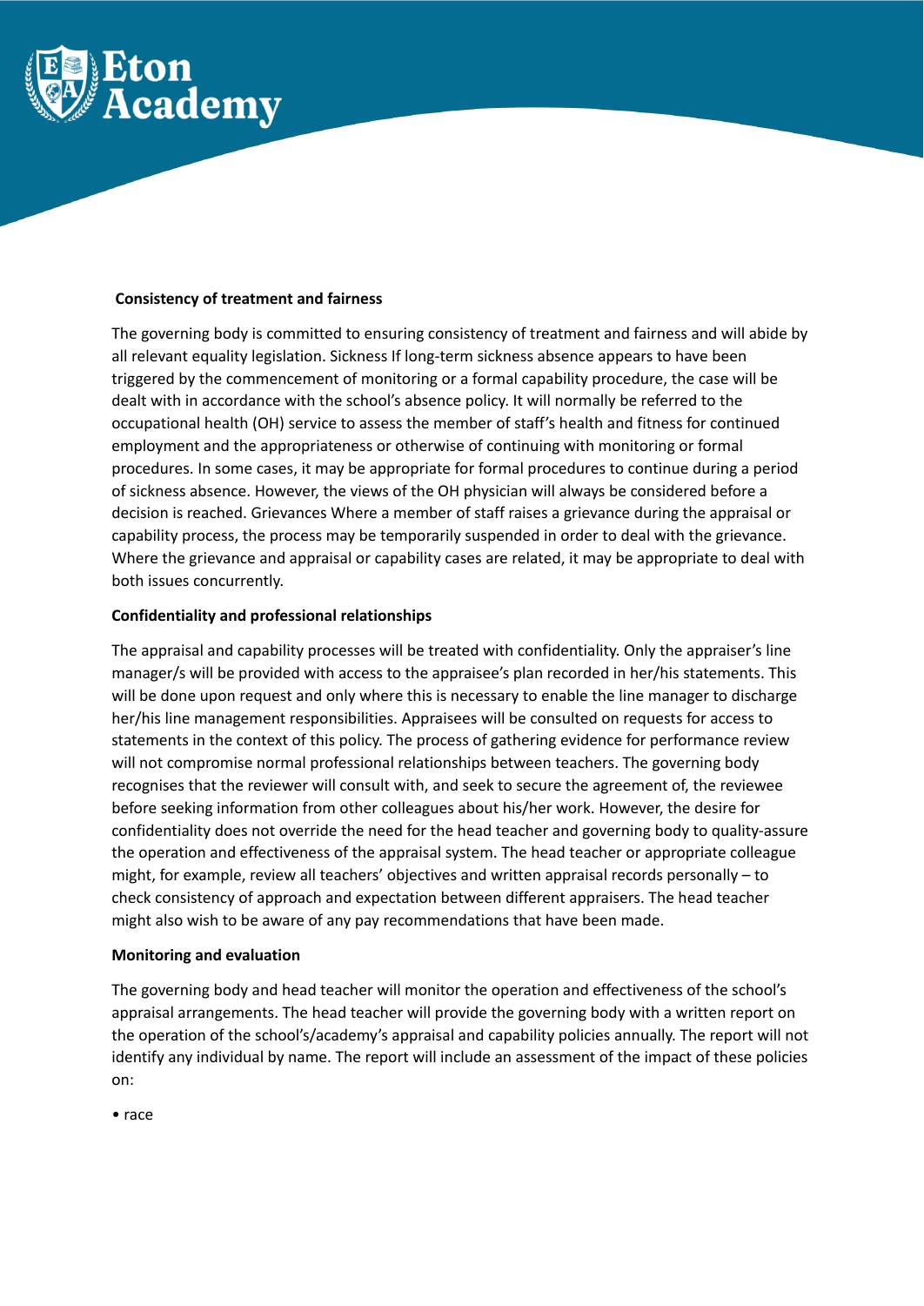**Consistency of treatment and fairness**

The governing body is committed to ensuring consistency of treatment and fairness and will abide by all relevant equality legislation. Sickness If long-term sickness absence appears to have been triggered by the commencement of monitoring or a formal capability procedure, the case will be dealt with in accordance with the school's absence policy. It will normally be referred to the occupational health (OH) service to assess the member of staff's health and fitness for continued employment and the appropriateness or otherwise of continuing with monitoring or formal procedures. In some cases, it may be appropriate for formal procedures to continue during a period of sickness absence. However, the views of the OH physician will always be considered before a decision is reached. Grievances Where a member of staff raises a grievance during the appraisal or capability process, the process may be temporarily suspended in order to deal with the grievance. Where the grievance and appraisal or capability cases are related, it may be appropriate to deal with both issues concurrently.

**Confidentiality and professional relationships**

The appraisal and capability processes will be treated with confidentiality. Only the appraiser's line manager/s will be provided with access to the appraisee's plan recorded in her/his statements. This will be done upon request and only where this is necessary to enable the line manager to discharge her/his line management responsibilities. Appraisees will be consulted on requests for access to statements in the context of this policy. The process of gathering evidence for performance review will not compromise normal professional relationships between teachers. The governing body recognises that the reviewer will consult with, and seek to secure the agreement of, the reviewee before seeking information from other colleagues about his/her work. However, the desire for confidentiality does not override the need for the head teacher and governing body to quality-assure the operation and effectiveness of the appraisal system. The head teacher or appropriate colleague might, for example, review all teachers' objectives and written appraisal records personally – to check consistency of approach and expectation between different appraisers. The head teacher might also wish to be aware of any pay recommendations that have been made.

**Monitoring and evaluation**

The governing body and head teacher will monitor the operation and effectiveness of the school's appraisal arrangements. The head teacher will provide the governing body with a written report on the operation of the school's/academy's appraisal and capability policies annually. The report will not identify any individual by name. The report will include an assessment of the impact of these policies on:

- race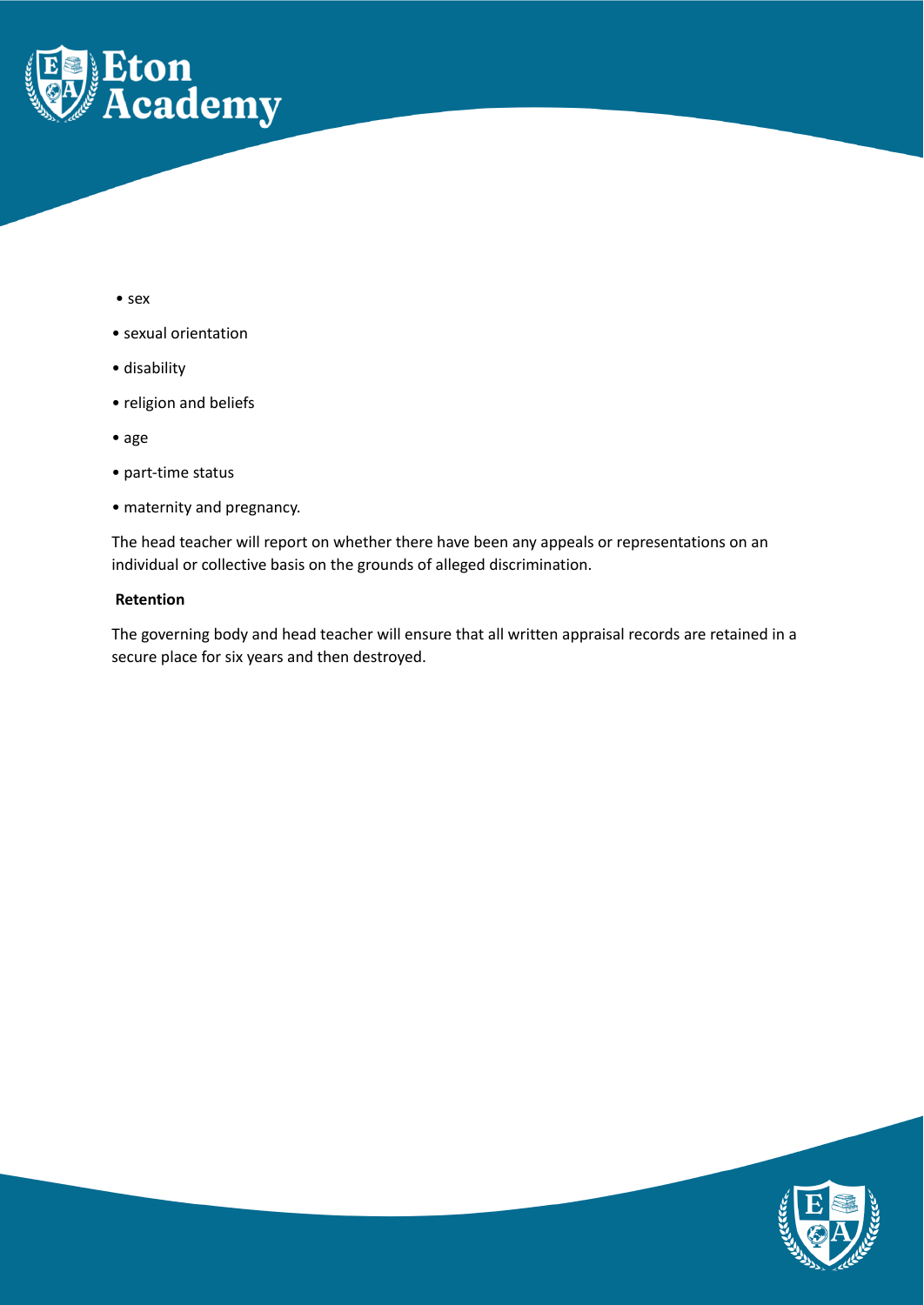- sex
- sexual orientation
- disability
- religion and beliefs
- age
- part-time status
- maternity and pregnancy.

The head teacher will report on whether there have been any appeals or representations on an individual or collective basis on the grounds of alleged discrimination.

**Retention**

The governing body and head teacher will ensure that all written appraisal records are retained in a secure place for six years and then destroyed.